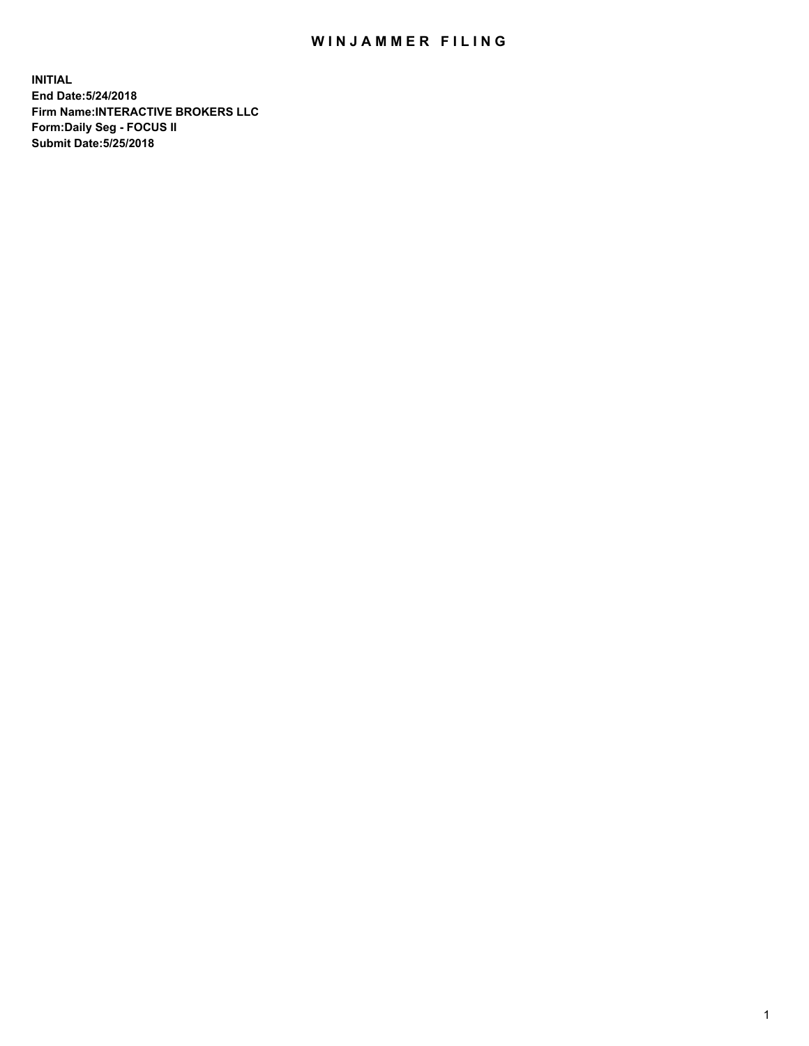# WINJAMMER FILING

**INITIAL**
**End Date:5/24/2018**
**Firm Name:INTERACTIVE BROKERS LLC**
**Form:Daily Seg - FOCUS II**
**Submit Date:5/25/2018**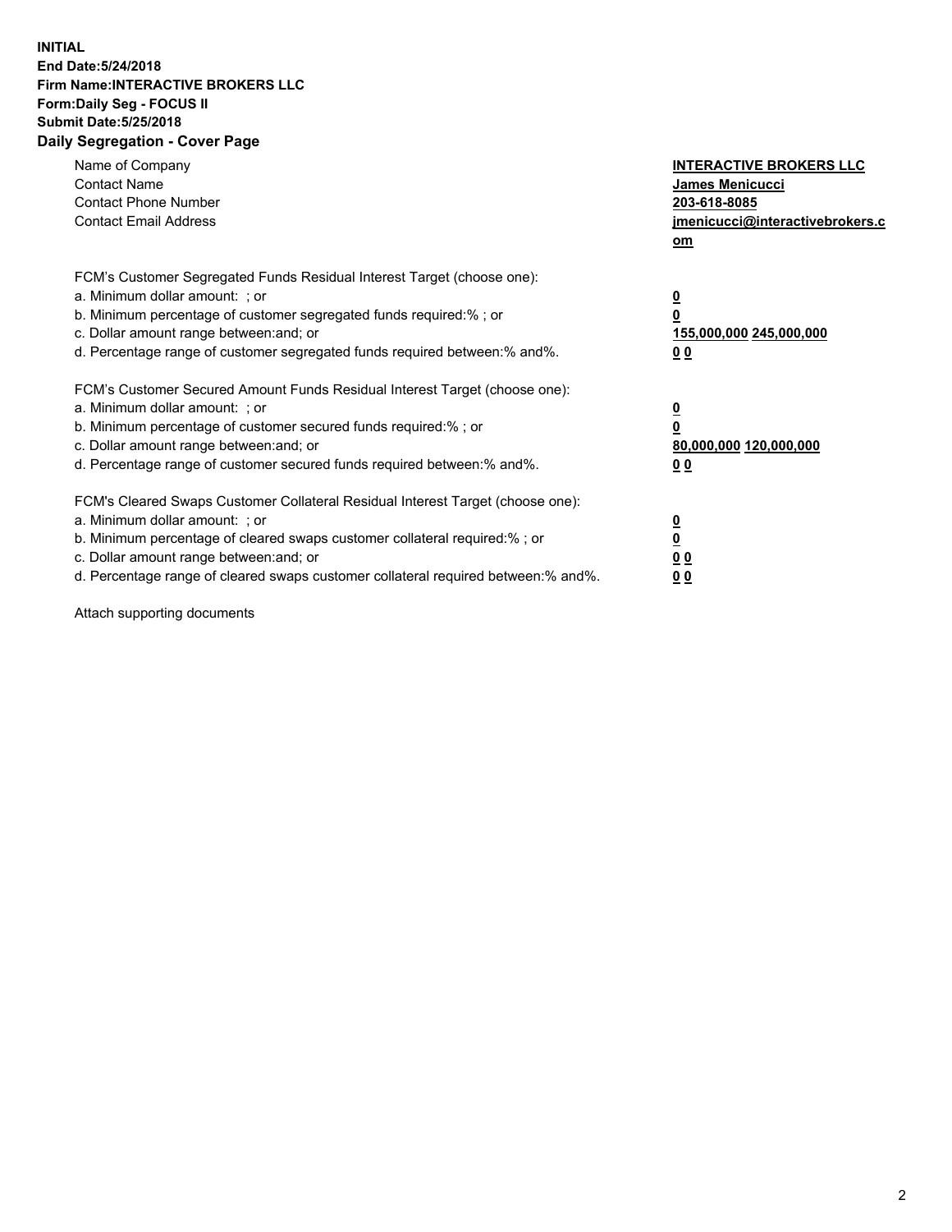**INITIAL**
**End Date:5/24/2018**
**Firm Name:INTERACTIVE BROKERS LLC**
**Form:Daily Seg - FOCUS II**
**Submit Date:5/25/2018**

## Daily Segregation - Cover Page

| | |
|---|---|
| Name of Company | **INTERACTIVE BROKERS LLC** |
| Contact Name | **James Menicucci** |
| Contact Phone Number | **203-618-8085** |
| Contact Email Address | **jmenicucci@interactivebrokers.com** |

| | |
|---|---|
| FCM's Customer Segregated Funds Residual Interest Target (choose one): | |
| a. Minimum dollar amount: ; or | **0** |
| b. Minimum percentage of customer segregated funds required:% ; or | **0** |
| c. Dollar amount range between:and; or | **155,000,000 245,000,000** |
| d. Percentage range of customer segregated funds required between:% and%. | **0 0** |
| FCM's Customer Secured Amount Funds Residual Interest Target (choose one): | |
| a. Minimum dollar amount: ; or | **0** |
| b. Minimum percentage of customer secured funds required:% ; or | **0** |
| c. Dollar amount range between:and; or | **80,000,000 120,000,000** |
| d. Percentage range of customer secured funds required between:% and%. | **0 0** |
| FCM's Cleared Swaps Customer Collateral Residual Interest Target (choose one): | |
| a. Minimum dollar amount: ; or | **0** |
| b. Minimum percentage of cleared swaps customer collateral required:% ; or | **0** |
| c. Dollar amount range between:and; or | **0 0** |
| d. Percentage range of cleared swaps customer collateral required between:% and%. | **0 0** |

Attach supporting documents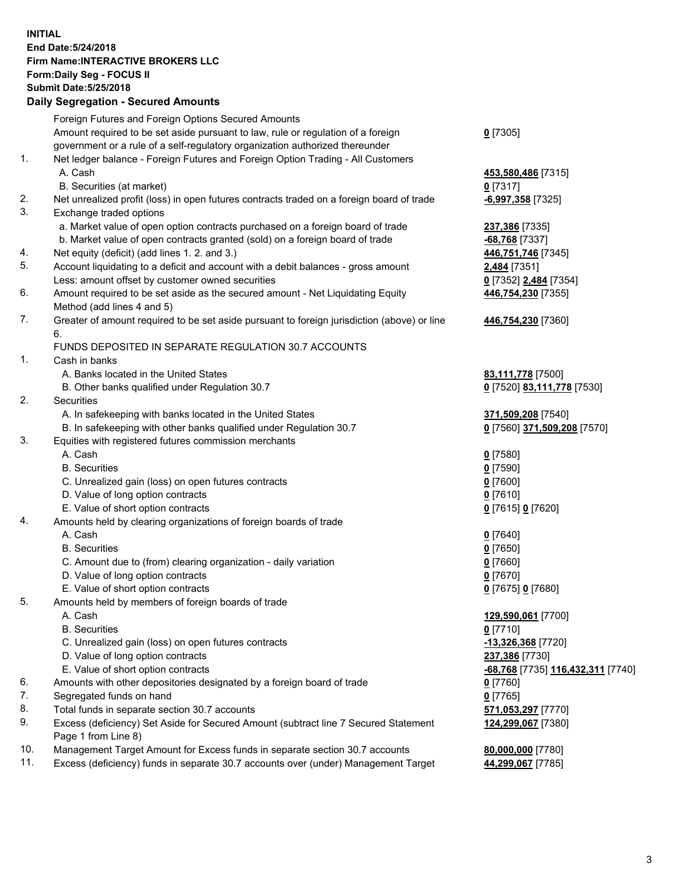**INITIAL**
**End Date:5/24/2018**
**Firm Name:INTERACTIVE BROKERS LLC**
**Form:Daily Seg - FOCUS II**
**Submit Date:5/25/2018**
**Daily Segregation - Secured Amounts**

| | | |
|---|---|---|
| | Foreign Futures and Foreign Options Secured Amounts | |
| | Amount required to be set aside pursuant to law, rule or regulation of a foreign government or a rule of a self-regulatory organization authorized thereunder | **0** [7305] |
| 1. | Net ledger balance - Foreign Futures and Foreign Option Trading - All Customers | |
| | A. Cash | **453,580,486** [7315] |
| | B. Securities (at market) | **0** [7317] |
| 2. | Net unrealized profit (loss) in open futures contracts traded on a foreign board of trade | **-6,997,358** [7325] |
| 3. | Exchange traded options | |
| | a. Market value of open option contracts purchased on a foreign board of trade | **237,386** [7335] |
| | b. Market value of open contracts granted (sold) on a foreign board of trade | **-68,768** [7337] |
| 4. | Net equity (deficit) (add lines 1. 2. and 3.) | **446,751,746** [7345] |
| 5. | Account liquidating to a deficit and account with a debit balances - gross amount | **2,484** [7351] |
| | Less: amount offset by customer owned securities | **0** [7352] **2,484** [7354] |
| 6. | Amount required to be set aside as the secured amount - Net Liquidating Equity Method (add lines 4 and 5) | **446,754,230** [7355] |
| 7. | Greater of amount required to be set aside pursuant to foreign jurisdiction (above) or line 6. | **446,754,230** [7360] |
| | FUNDS DEPOSITED IN SEPARATE REGULATION 30.7 ACCOUNTS | |
| 1. | Cash in banks | |
| | A. Banks located in the United States | **83,111,778** [7500] |
| | B. Other banks qualified under Regulation 30.7 | **0** [7520] **83,111,778** [7530] |
| 2. | Securities | |
| | A. In safekeeping with banks located in the United States | **371,509,208** [7540] |
| | B. In safekeeping with other banks qualified under Regulation 30.7 | **0** [7560] **371,509,208** [7570] |
| 3. | Equities with registered futures commission merchants | |
| | A. Cash | **0** [7580] |
| | B. Securities | **0** [7590] |
| | C. Unrealized gain (loss) on open futures contracts | **0** [7600] |
| | D. Value of long option contracts | **0** [7610] |
| | E. Value of short option contracts | **0** [7615] **0** [7620] |
| 4. | Amounts held by clearing organizations of foreign boards of trade | |
| | A. Cash | **0** [7640] |
| | B. Securities | **0** [7650] |
| | C. Amount due to (from) clearing organization - daily variation | **0** [7660] |
| | D. Value of long option contracts | **0** [7670] |
| | E. Value of short option contracts | **0** [7675] **0** [7680] |
| 5. | Amounts held by members of foreign boards of trade | |
| | A. Cash | **129,590,061** [7700] |
| | B. Securities | **0** [7710] |
| | C. Unrealized gain (loss) on open futures contracts | **-13,326,368** [7720] |
| | D. Value of long option contracts | **237,386** [7730] |
| | E. Value of short option contracts | **-68,768** [7735] **116,432,311** [7740] |
| 6. | Amounts with other depositories designated by a foreign board of trade | **0** [7760] |
| 7. | Segregated funds on hand | **0** [7765] |
| 8. | Total funds in separate section 30.7 accounts | **571,053,297** [7770] |
| 9. | Excess (deficiency) Set Aside for Secured Amount (subtract line 7 Secured Statement Page 1 from Line 8) | **124,299,067** [7380] |
| 10. | Management Target Amount for Excess funds in separate section 30.7 accounts | **80,000,000** [7780] |
| 11. | Excess (deficiency) funds in separate 30.7 accounts over (under) Management Target | **44,299,067** [7785] |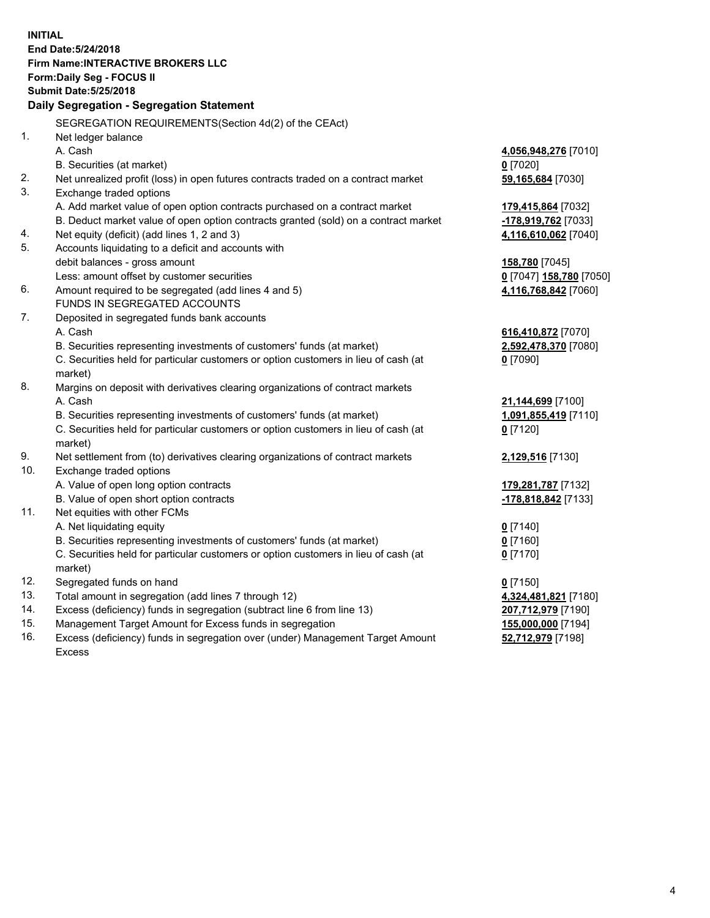**INITIAL**
**End Date:5/24/2018**
**Firm Name:INTERACTIVE BROKERS LLC**
**Form:Daily Seg - FOCUS II**
**Submit Date:5/25/2018**
**Daily Segregation - Segregation Statement**

SEGREGATION REQUIREMENTS(Section 4d(2) of the CEAct)

| | | |
|---|---|---|
| 1. | Net ledger balance | |
| | A. Cash | **4,056,948,276** [7010] |
| | B. Securities (at market) | **0** [7020] |
| 2. | Net unrealized profit (loss) in open futures contracts traded on a contract market | **59,165,684** [7030] |
| 3. | Exchange traded options | |
| | A. Add market value of open option contracts purchased on a contract market | **179,415,864** [7032] |
| | B. Deduct market value of open option contracts granted (sold) on a contract market | **-178,919,762** [7033] |
| 4. | Net equity (deficit) (add lines 1, 2 and 3) | **4,116,610,062** [7040] |
| 5. | Accounts liquidating to a deficit and accounts with | |
| | debit balances - gross amount | **158,780** [7045] |
| | Less: amount offset by customer securities | **0** [7047] **158,780** [7050] |
| 6. | Amount required to be segregated (add lines 4 and 5) | **4,116,768,842** [7060] |
| | FUNDS IN SEGREGATED ACCOUNTS | |
| 7. | Deposited in segregated funds bank accounts | |
| | A. Cash | **616,410,872** [7070] |
| | B. Securities representing investments of customers' funds (at market) | **2,592,478,370** [7080] |
| | C. Securities held for particular customers or option customers in lieu of cash (at market) | **0** [7090] |
| 8. | Margins on deposit with derivatives clearing organizations of contract markets | |
| | A. Cash | **21,144,699** [7100] |
| | B. Securities representing investments of customers' funds (at market) | **1,091,855,419** [7110] |
| | C. Securities held for particular customers or option customers in lieu of cash (at market) | **0** [7120] |
| 9. | Net settlement from (to) derivatives clearing organizations of contract markets | **2,129,516** [7130] |
| 10. | Exchange traded options | |
| | A. Value of open long option contracts | **179,281,787** [7132] |
| | B. Value of open short option contracts | **-178,818,842** [7133] |
| 11. | Net equities with other FCMs | |
| | A. Net liquidating equity | **0** [7140] |
| | B. Securities representing investments of customers' funds (at market) | **0** [7160] |
| | C. Securities held for particular customers or option customers in lieu of cash (at market) | **0** [7170] |
| 12. | Segregated funds on hand | **0** [7150] |
| 13. | Total amount in segregation (add lines 7 through 12) | **4,324,481,821** [7180] |
| 14. | Excess (deficiency) funds in segregation (subtract line 6 from line 13) | **207,712,979** [7190] |
| 15. | Management Target Amount for Excess funds in segregation | **155,000,000** [7194] |
| 16. | Excess (deficiency) funds in segregation over (under) Management Target Amount Excess | **52,712,979** [7198] |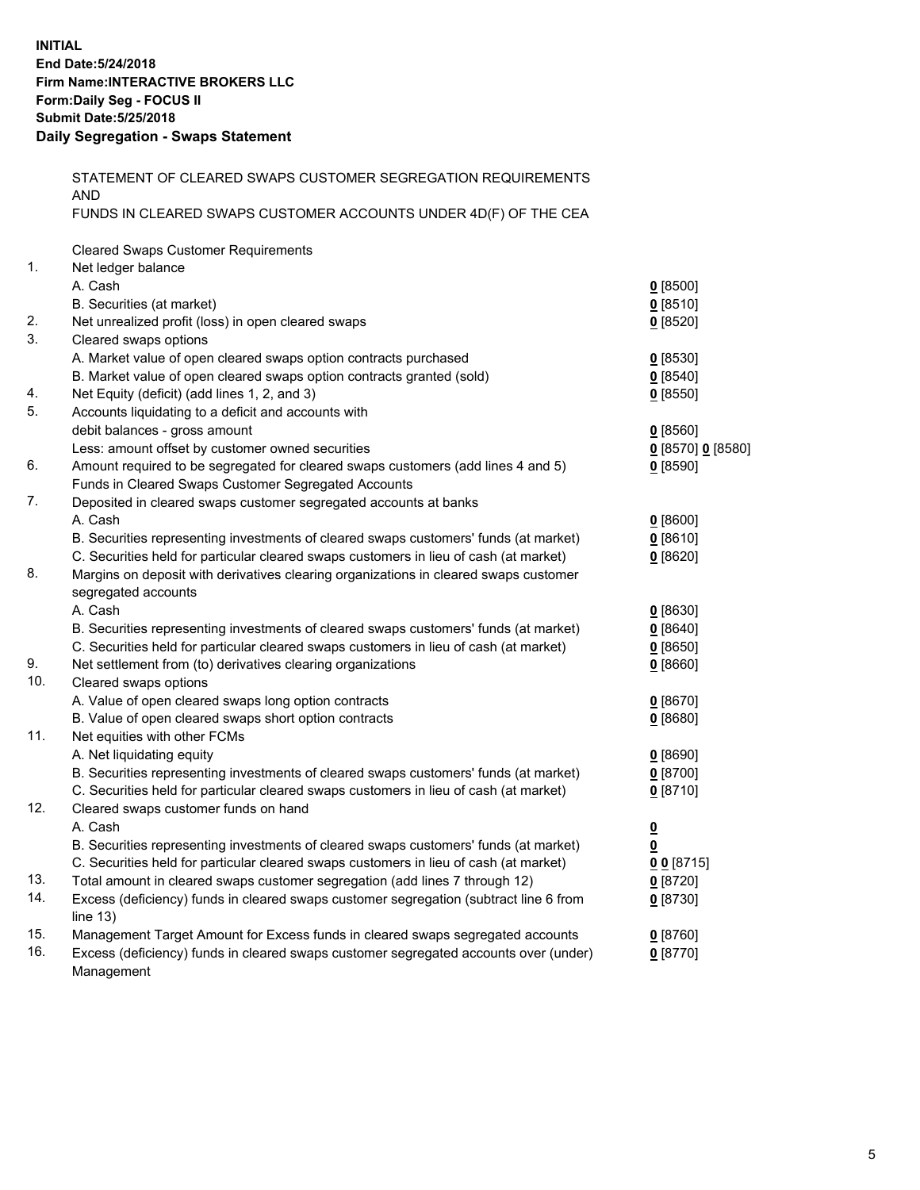**INITIAL**
**End Date:5/24/2018**
**Firm Name:INTERACTIVE BROKERS LLC**
**Form:Daily Seg - FOCUS II**
**Submit Date:5/25/2018**
**Daily Segregation - Swaps Statement**

STATEMENT OF CLEARED SWAPS CUSTOMER SEGREGATION REQUIREMENTS AND FUNDS IN CLEARED SWAPS CUSTOMER ACCOUNTS UNDER 4D(F) OF THE CEA

| | | |
|---|---|---|
| | Cleared Swaps Customer Requirements | |
| 1. | Net ledger balance | |
| | A. Cash | 0 [8500] |
| | B. Securities (at market) | 0 [8510] |
| 2. | Net unrealized profit (loss) in open cleared swaps | 0 [8520] |
| 3. | Cleared swaps options | |
| | A. Market value of open cleared swaps option contracts purchased | 0 [8530] |
| | B. Market value of open cleared swaps option contracts granted (sold) | 0 [8540] |
| 4. | Net Equity (deficit) (add lines 1, 2, and 3) | 0 [8550] |
| 5. | Accounts liquidating to a deficit and accounts with debit balances - gross amount | 0 [8560] |
| | Less: amount offset by customer owned securities | 0 [8570] 0 [8580] |
| 6. | Amount required to be segregated for cleared swaps customers (add lines 4 and 5) | 0 [8590] |
| | Funds in Cleared Swaps Customer Segregated Accounts | |
| 7. | Deposited in cleared swaps customer segregated accounts at banks | |
| | A. Cash | 0 [8600] |
| | B. Securities representing investments of cleared swaps customers' funds (at market) | 0 [8610] |
| | C. Securities held for particular cleared swaps customers in lieu of cash (at market) | 0 [8620] |
| 8. | Margins on deposit with derivatives clearing organizations in cleared swaps customer segregated accounts | |
| | A. Cash | 0 [8630] |
| | B. Securities representing investments of cleared swaps customers' funds (at market) | 0 [8640] |
| | C. Securities held for particular cleared swaps customers in lieu of cash (at market) | 0 [8650] |
| 9. | Net settlement from (to) derivatives clearing organizations | 0 [8660] |
| 10. | Cleared swaps options | |
| | A. Value of open cleared swaps long option contracts | 0 [8670] |
| | B. Value of open cleared swaps short option contracts | 0 [8680] |
| 11. | Net equities with other FCMs | |
| | A. Net liquidating equity | 0 [8690] |
| | B. Securities representing investments of cleared swaps customers' funds (at market) | 0 [8700] |
| | C. Securities held for particular cleared swaps customers in lieu of cash (at market) | 0 [8710] |
| 12. | Cleared swaps customer funds on hand | |
| | A. Cash | 0 |
| | B. Securities representing investments of cleared swaps customers' funds (at market) | 0 |
| | C. Securities held for particular cleared swaps customers in lieu of cash (at market) | 0 0 [8715] |
| 13. | Total amount in cleared swaps customer segregation (add lines 7 through 12) | 0 [8720] |
| 14. | Excess (deficiency) funds in cleared swaps customer segregation (subtract line 6 from line 13) | 0 [8730] |
| 15. | Management Target Amount for Excess funds in cleared swaps segregated accounts | 0 [8760] |
| 16. | Excess (deficiency) funds in cleared swaps customer segregated accounts over (under) Management | 0 [8770] |